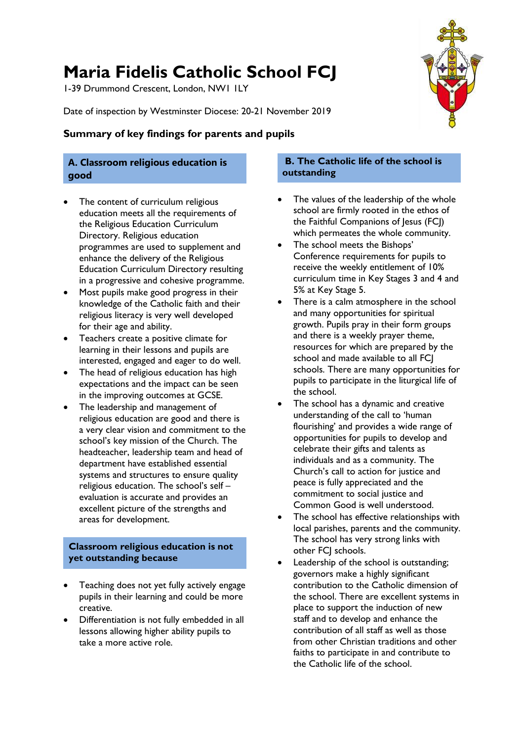# Maria Fidelis Catholic School FCJ

1-39 Drummond Crescent, London, NW1 1LY

Date of inspection by Westminster Diocese: 20-21 November 2019

## Summary of key findings for parents and pupils

### A. Classroom religious education is good

- The content of curriculum religious education meets all the requirements of the Religious Education Curriculum Directory. Religious education programmes are used to supplement and enhance the delivery of the Religious Education Curriculum Directory resulting in a progressive and cohesive programme.
- Most pupils make good progress in their knowledge of the Catholic faith and their religious literacy is very well developed for their age and ability.
- Teachers create a positive climate for learning in their lessons and pupils are interested, engaged and eager to do well.
- The head of religious education has high expectations and the impact can be seen in the improving outcomes at GCSE.
- The leadership and management of religious education are good and there is a very clear vision and commitment to the school's key mission of the Church. The headteacher, leadership team and head of department have established essential systems and structures to ensure quality religious education. The school's self – evaluation is accurate and provides an excellent picture of the strengths and areas for development.

### Classroom religious education is not yet outstanding because

- Teaching does not yet fully actively engage pupils in their learning and could be more creative.
- Differentiation is not fully embedded in all lessons allowing higher ability pupils to take a more active role.

### B. The Catholic life of the school is outstanding

- The values of the leadership of the whole school are firmly rooted in the ethos of the Faithful Companions of Jesus (FCJ) which permeates the whole community.
- The school meets the Bishops' Conference requirements for pupils to receive the weekly entitlement of 10% curriculum time in Key Stages 3 and 4 and 5% at Key Stage 5.
- There is a calm atmosphere in the school and many opportunities for spiritual growth. Pupils pray in their form groups and there is a weekly prayer theme, resources for which are prepared by the school and made available to all FCJ schools. There are many opportunities for pupils to participate in the liturgical life of the school.
- The school has a dynamic and creative understanding of the call to 'human flourishing' and provides a wide range of opportunities for pupils to develop and celebrate their gifts and talents as individuals and as a community. The Church's call to action for justice and peace is fully appreciated and the commitment to social justice and Common Good is well understood.
- The school has effective relationships with local parishes, parents and the community. The school has very strong links with other FCJ schools.
- Leadership of the school is outstanding; governors make a highly significant contribution to the Catholic dimension of the school. There are excellent systems in place to support the induction of new staff and to develop and enhance the contribution of all staff as well as those from other Christian traditions and other faiths to participate in and contribute to the Catholic life of the school.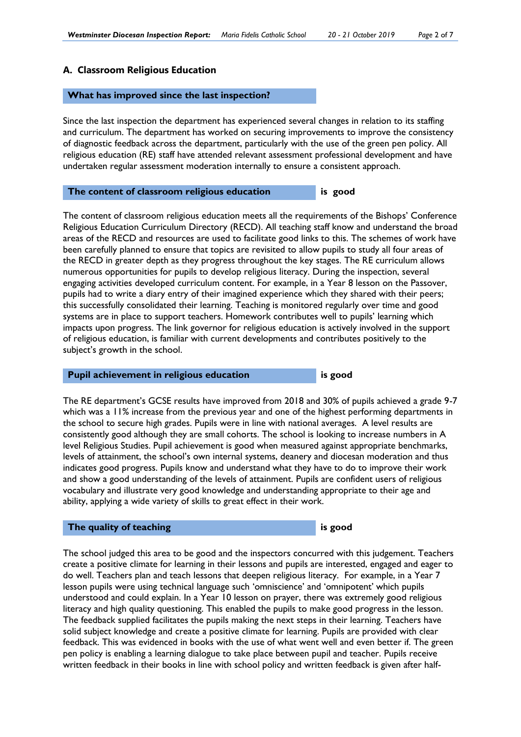## A. Classroom Religious Education

### What has improved since the last inspection?

Since the last inspection the department has experienced several changes in relation to its staffing and curriculum. The department has worked on securing improvements to improve the consistency of diagnostic feedback across the department, particularly with the use of the green pen policy. All religious education (RE) staff have attended relevant assessment professional development and have undertaken regular assessment moderation internally to ensure a consistent approach.

### The content of classroom religious education **is good**

The content of classroom religious education meets all the requirements of the Bishops' Conference Religious Education Curriculum Directory (RECD). All teaching staff know and understand the broad areas of the RECD and resources are used to facilitate good links to this. The schemes of work have been carefully planned to ensure that topics are revisited to allow pupils to study all four areas of the RECD in greater depth as they progress throughout the key stages. The RE curriculum allows numerous opportunities for pupils to develop religious literacy. During the inspection, several engaging activities developed curriculum content. For example, in a Year 8 lesson on the Passover, pupils had to write a diary entry of their imagined experience which they shared with their peers; this successfully consolidated their learning. Teaching is monitored regularly over time and good systems are in place to support teachers. Homework contributes well to pupils' learning which impacts upon progress. The link governor for religious education is actively involved in the support of religious education, is familiar with current developments and contributes positively to the subject's growth in the school.

### Pupil achievement in religious education **is good**

The RE department's GCSE results have improved from 2018 and 30% of pupils achieved a grade 9-7 which was a 11% increase from the previous year and one of the highest performing departments in the school to secure high grades. Pupils were in line with national averages. A level results are consistently good although they are small cohorts. The school is looking to increase numbers in A level Religious Studies. Pupil achievement is good when measured against appropriate benchmarks, levels of attainment, the school's own internal systems, deanery and diocesan moderation and thus indicates good progress. Pupils know and understand what they have to do to improve their work and show a good understanding of the levels of attainment. Pupils are confident users of religious vocabulary and illustrate very good knowledge and understanding appropriate to their age and ability, applying a wide variety of skills to great effect in their work.

### The quality of teaching **is good**

The school judged this area to be good and the inspectors concurred with this judgement. Teachers create a positive climate for learning in their lessons and pupils are interested, engaged and eager to do well. Teachers plan and teach lessons that deepen religious literacy. For example, in a Year 7 lesson pupils were using technical language such 'omniscience' and 'omnipotent' which pupils understood and could explain. In a Year 10 lesson on prayer, there was extremely good religious literacy and high quality questioning. This enabled the pupils to make good progress in the lesson. The feedback supplied facilitates the pupils making the next steps in their learning. Teachers have solid subject knowledge and create a positive climate for learning. Pupils are provided with clear feedback. This was evidenced in books with the use of what went well and even better if. The green pen policy is enabling a learning dialogue to take place between pupil and teacher. Pupils receive written feedback in their books in line with school policy and written feedback is given after half-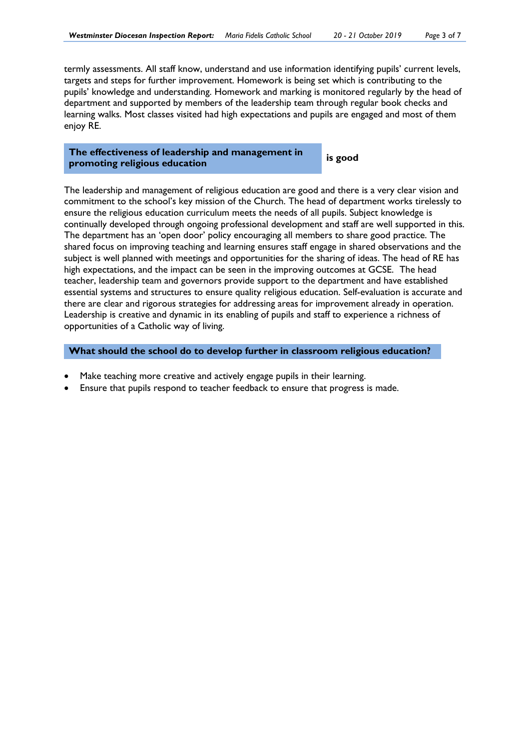termly assessments. All staff know, understand and use information identifying pupils' current levels, targets and steps for further improvement. Homework is being set which is contributing to the pupils' knowledge and understanding. Homework and marking is monitored regularly by the head of department and supported by members of the leadership team through regular book checks and learning walks. Most classes visited had high expectations and pupils are engaged and most of them enjoy RE.

## The effectiveness of leadership and management in promoting religious education **is good**

The leadership and management of religious education are good and there is a very clear vision and commitment to the school's key mission of the Church. The head of department works tirelessly to ensure the religious education curriculum meets the needs of all pupils. Subject knowledge is continually developed through ongoing professional development and staff are well supported in this. The department has an 'open door' policy encouraging all members to share good practice. The shared focus on improving teaching and learning ensures staff engage in shared observations and the subject is well planned with meetings and opportunities for the sharing of ideas. The head of RE has high expectations, and the impact can be seen in the improving outcomes at GCSE. The head teacher, leadership team and governors provide support to the department and have established essential systems and structures to ensure quality religious education. Self-evaluation is accurate and there are clear and rigorous strategies for addressing areas for improvement already in operation. Leadership is creative and dynamic in its enabling of pupils and staff to experience a richness of opportunities of a Catholic way of living.

## What should the school do to develop further in classroom religious education?

- Make teaching more creative and actively engage pupils in their learning.
- Ensure that pupils respond to teacher feedback to ensure that progress is made.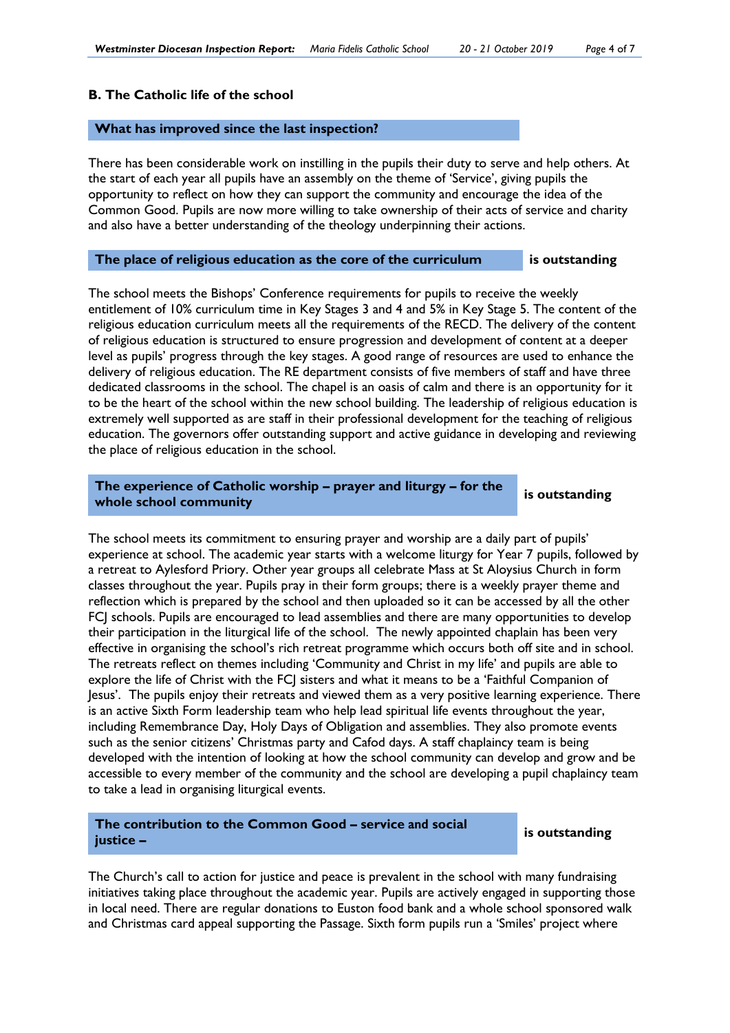## B. The Catholic life of the school

### What has improved since the last inspection?

There has been considerable work on instilling in the pupils their duty to serve and help others. At the start of each year all pupils have an assembly on the theme of 'Service', giving pupils the opportunity to reflect on how they can support the community and encourage the idea of the Common Good. Pupils are now more willing to take ownership of their acts of service and charity and also have a better understanding of the theology underpinning their actions.

### The place of religious education as the core of the curriculum **is outstanding**

The school meets the Bishops' Conference requirements for pupils to receive the weekly entitlement of 10% curriculum time in Key Stages 3 and 4 and 5% in Key Stage 5. The content of the religious education curriculum meets all the requirements of the RECD. The delivery of the content of religious education is structured to ensure progression and development of content at a deeper level as pupils' progress through the key stages. A good range of resources are used to enhance the delivery of religious education. The RE department consists of five members of staff and have three dedicated classrooms in the school. The chapel is an oasis of calm and there is an opportunity for it to be the heart of the school within the new school building. The leadership of religious education is extremely well supported as are staff in their professional development for the teaching of religious education. The governors offer outstanding support and active guidance in developing and reviewing the place of religious education in the school.

### The experience of Catholic worship – prayer and liturgy – for the whole school community **is outstanding**

The school meets its commitment to ensuring prayer and worship are a daily part of pupils' experience at school. The academic year starts with a welcome liturgy for Year 7 pupils, followed by a retreat to Aylesford Priory. Other year groups all celebrate Mass at St Aloysius Church in form classes throughout the year. Pupils pray in their form groups; there is a weekly prayer theme and reflection which is prepared by the school and then uploaded so it can be accessed by all the other FCJ schools. Pupils are encouraged to lead assemblies and there are many opportunities to develop their participation in the liturgical life of the school. The newly appointed chaplain has been very effective in organising the school's rich retreat programme which occurs both off site and in school. The retreats reflect on themes including 'Community and Christ in my life' and pupils are able to explore the life of Christ with the FCJ sisters and what it means to be a 'Faithful Companion of Jesus'. The pupils enjoy their retreats and viewed them as a very positive learning experience. There is an active Sixth Form leadership team who help lead spiritual life events throughout the year, including Remembrance Day, Holy Days of Obligation and assemblies. They also promote events such as the senior citizens' Christmas party and Cafod days. A staff chaplaincy team is being developed with the intention of looking at how the school community can develop and grow and be accessible to every member of the community and the school are developing a pupil chaplaincy team to take a lead in organising liturgical events.

### The contribution to the Common Good – service and social justice – **is outstanding**

The Church's call to action for justice and peace is prevalent in the school with many fundraising initiatives taking place throughout the academic year. Pupils are actively engaged in supporting those in local need. There are regular donations to Euston food bank and a whole school sponsored walk and Christmas card appeal supporting the Passage. Sixth form pupils run a 'Smiles' project where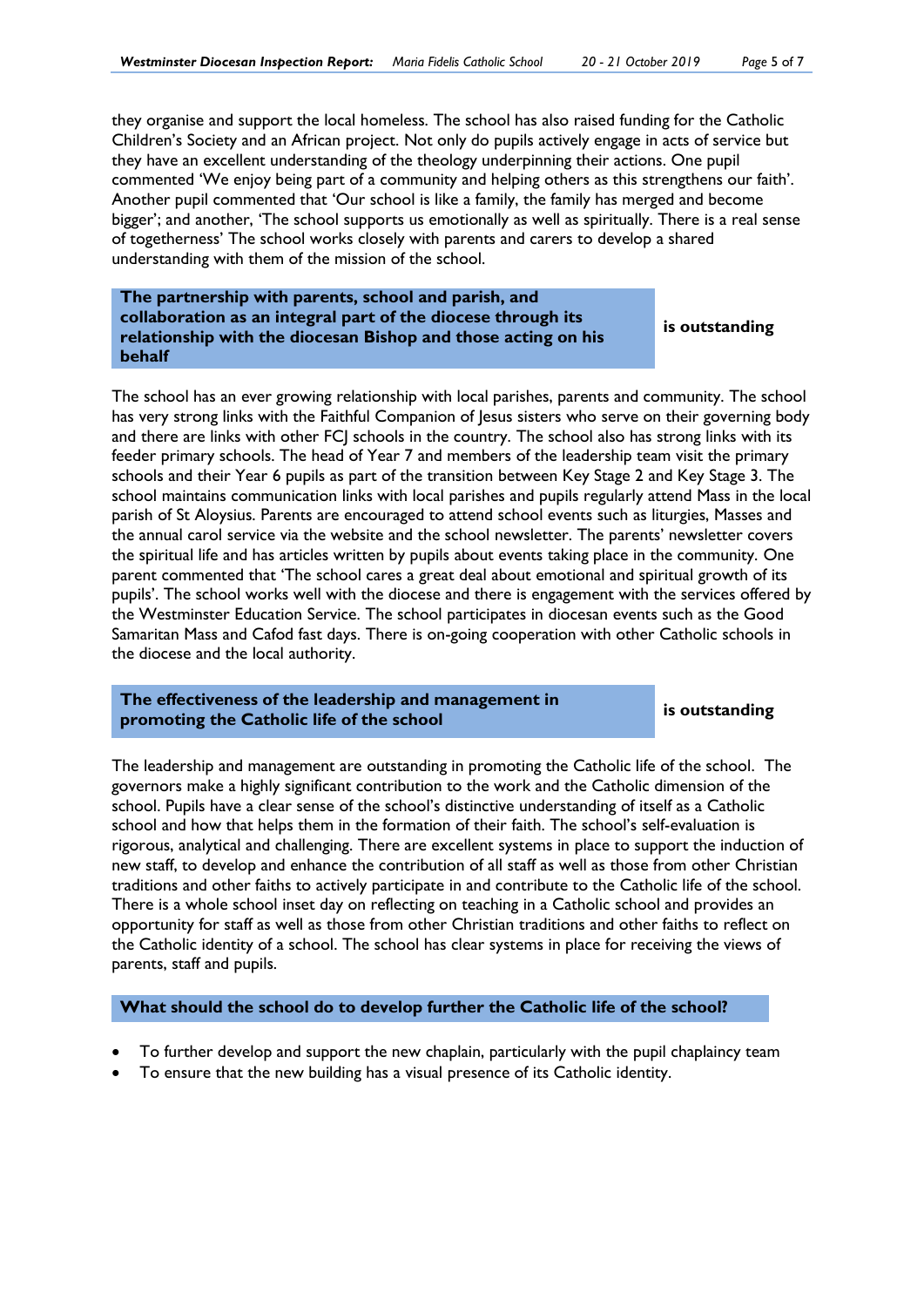they organise and support the local homeless. The school has also raised funding for the Catholic Children's Society and an African project. Not only do pupils actively engage in acts of service but they have an excellent understanding of the theology underpinning their actions. One pupil commented 'We enjoy being part of a community and helping others as this strengthens our faith'. Another pupil commented that 'Our school is like a family, the family has merged and become bigger'; and another, 'The school supports us emotionally as well as spiritually. There is a real sense of togetherness' The school works closely with parents and carers to develop a shared understanding with them of the mission of the school.

| **The partnership with parents, school and parish, and collaboration as an integral part of the diocese through its relationship with the diocesan Bishop and those acting on his behalf** | **is outstanding** |
|---|---|

The school has an ever growing relationship with local parishes, parents and community. The school has very strong links with the Faithful Companion of Jesus sisters who serve on their governing body and there are links with other FCJ schools in the country. The school also has strong links with its feeder primary schools. The head of Year 7 and members of the leadership team visit the primary schools and their Year 6 pupils as part of the transition between Key Stage 2 and Key Stage 3. The school maintains communication links with local parishes and pupils regularly attend Mass in the local parish of St Aloysius. Parents are encouraged to attend school events such as liturgies, Masses and the annual carol service via the website and the school newsletter. The parents' newsletter covers the spiritual life and has articles written by pupils about events taking place in the community. One parent commented that 'The school cares a great deal about emotional and spiritual growth of its pupils'. The school works well with the diocese and there is engagement with the services offered by the Westminster Education Service. The school participates in diocesan events such as the Good Samaritan Mass and Cafod fast days. There is on-going cooperation with other Catholic schools in the diocese and the local authority.

| **The effectiveness of the leadership and management in promoting the Catholic life of the school** | **is outstanding** |
|---|---|

The leadership and management are outstanding in promoting the Catholic life of the school. The governors make a highly significant contribution to the work and the Catholic dimension of the school. Pupils have a clear sense of the school's distinctive understanding of itself as a Catholic school and how that helps them in the formation of their faith. The school's self-evaluation is rigorous, analytical and challenging. There are excellent systems in place to support the induction of new staff, to develop and enhance the contribution of all staff as well as those from other Christian traditions and other faiths to actively participate in and contribute to the Catholic life of the school. There is a whole school inset day on reflecting on teaching in a Catholic school and provides an opportunity for staff as well as those from other Christian traditions and other faiths to reflect on the Catholic identity of a school. The school has clear systems in place for receiving the views of parents, staff and pupils.

## What should the school do to develop further the Catholic life of the school?

- To further develop and support the new chaplain, particularly with the pupil chaplaincy team
- To ensure that the new building has a visual presence of its Catholic identity.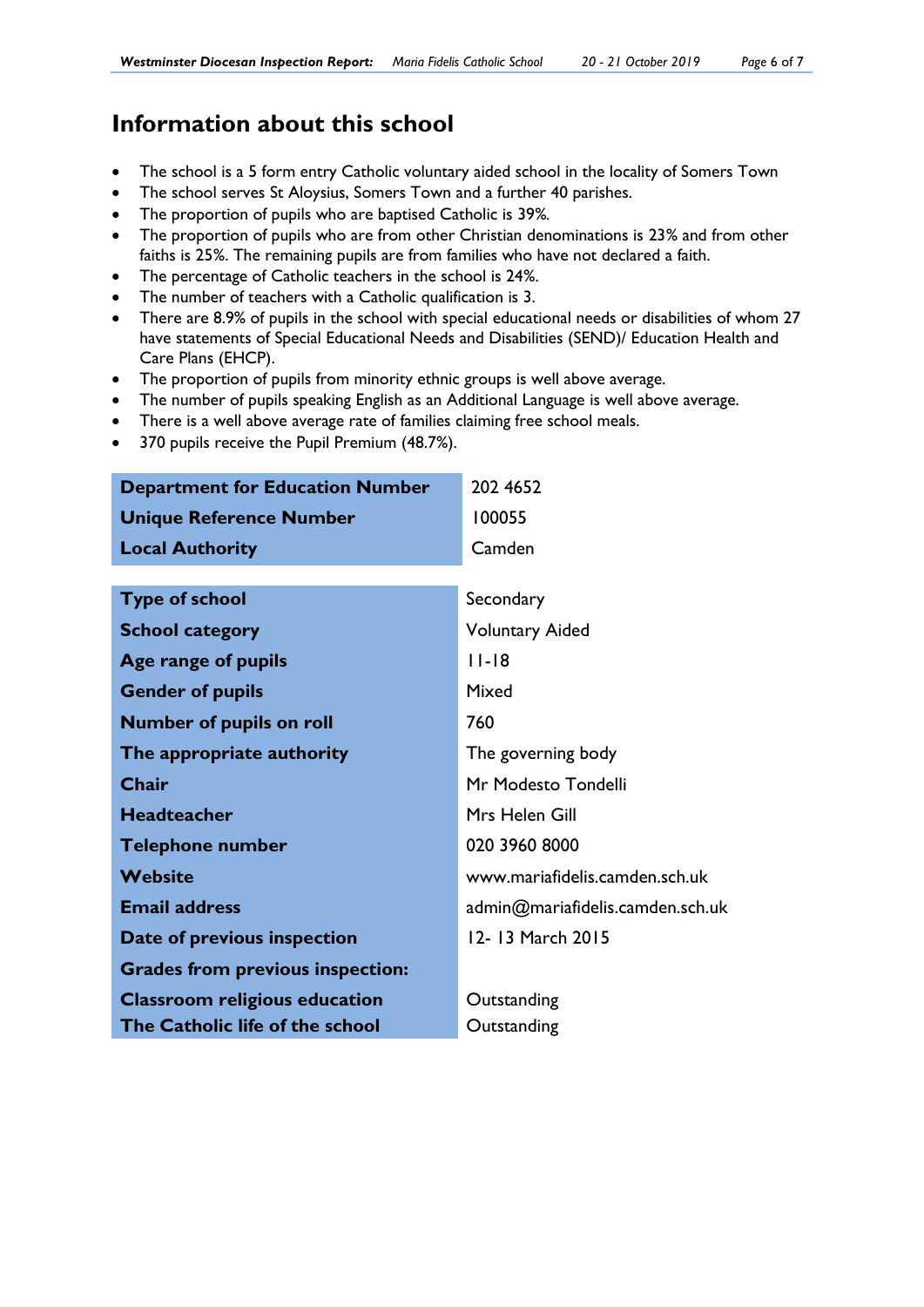## Information about this school

- The school is a 5 form entry Catholic voluntary aided school in the locality of Somers Town
- The school serves St Aloysius, Somers Town and a further 40 parishes.
- The proportion of pupils who are baptised Catholic is 39%.
- The proportion of pupils who are from other Christian denominations is 23% and from other faiths is 25%. The remaining pupils are from families who have not declared a faith.
- The percentage of Catholic teachers in the school is 24%.
- The number of teachers with a Catholic qualification is 3.
- There are 8.9% of pupils in the school with special educational needs or disabilities of whom 27 have statements of Special Educational Needs and Disabilities (SEND)/ Education Health and Care Plans (EHCP).
- The proportion of pupils from minority ethnic groups is well above average.
- The number of pupils speaking English as an Additional Language is well above average.
- There is a well above average rate of families claiming free school meals.
- 370 pupils receive the Pupil Premium (48.7%).

| | |
|---|---|
| **Department for Education Number** | 202 4652 |
| **Unique Reference Number** | 100055 |
| **Local Authority** | Camden |

| | |
|---|---|
| **Type of school** | Secondary |
| **School category** | Voluntary Aided |
| **Age range of pupils** | 11-18 |
| **Gender of pupils** | Mixed |
| **Number of pupils on roll** | 760 |
| **The appropriate authority** | The governing body |
| **Chair** | Mr Modesto Tondelli |
| **Headteacher** | Mrs Helen Gill |
| **Telephone number** | 020 3960 8000 |
| **Website** | www.mariafidelis.camden.sch.uk |
| **Email address** | admin@mariafidelis.camden.sch.uk |
| **Date of previous inspection** | 12- 13 March 2015 |
| **Grades from previous inspection:** | |
| **Classroom religious education** | Outstanding |
| **The Catholic life of the school** | Outstanding |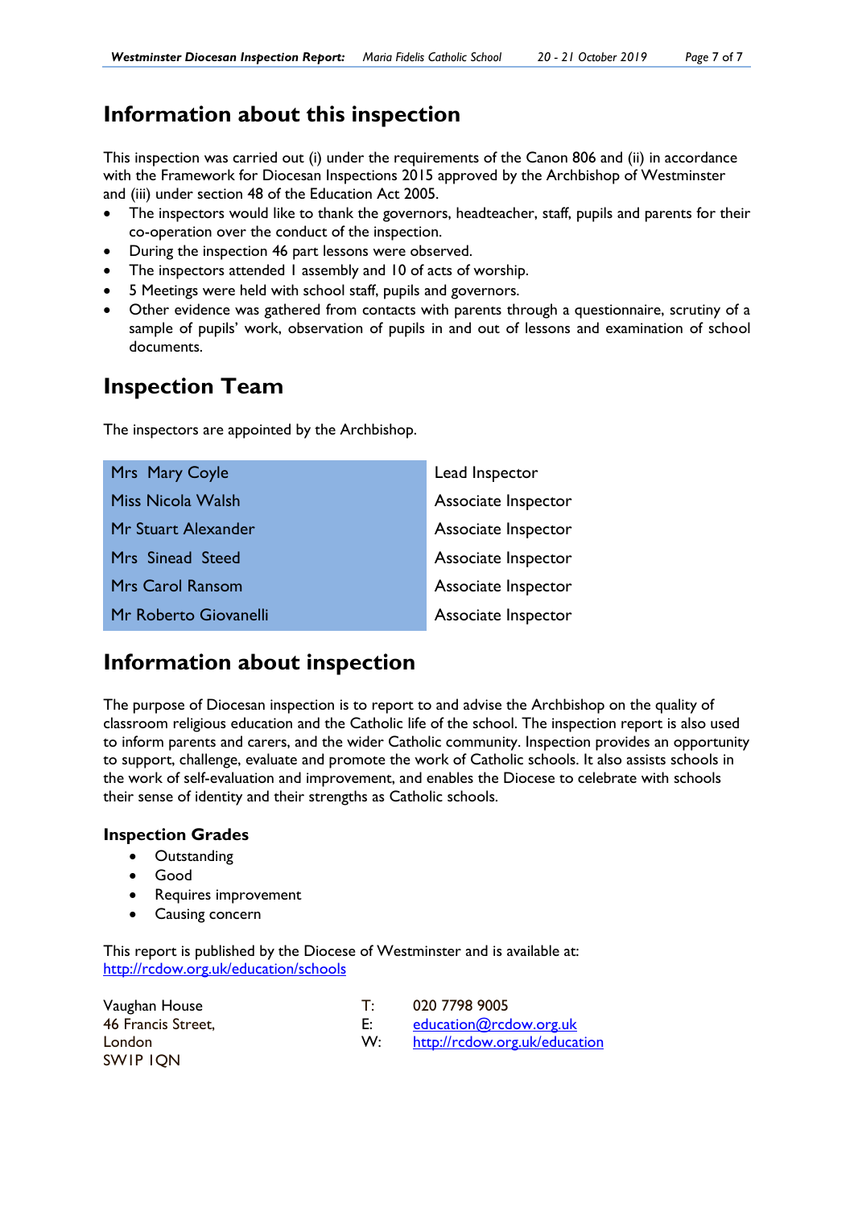## Information about this inspection

This inspection was carried out (i) under the requirements of the Canon 806 and (ii) in accordance with the Framework for Diocesan Inspections 2015 approved by the Archbishop of Westminster and (iii) under section 48 of the Education Act 2005.

- The inspectors would like to thank the governors, headteacher, staff, pupils and parents for their co-operation over the conduct of the inspection.
- During the inspection 46 part lessons were observed.
- The inspectors attended 1 assembly and 10 of acts of worship.
- 5 Meetings were held with school staff, pupils and governors.
- Other evidence was gathered from contacts with parents through a questionnaire, scrutiny of a sample of pupils' work, observation of pupils in and out of lessons and examination of school documents.

## Inspection Team

The inspectors are appointed by the Archbishop.

| | |
|---|---|
| Mrs Mary Coyle | Lead Inspector |
| Miss Nicola Walsh | Associate Inspector |
| Mr Stuart Alexander | Associate Inspector |
| Mrs Sinead Steed | Associate Inspector |
| Mrs Carol Ransom | Associate Inspector |
| Mr Roberto Giovanelli | Associate Inspector |

## Information about inspection

The purpose of Diocesan inspection is to report to and advise the Archbishop on the quality of classroom religious education and the Catholic life of the school. The inspection report is also used to inform parents and carers, and the wider Catholic community. Inspection provides an opportunity to support, challenge, evaluate and promote the work of Catholic schools. It also assists schools in the work of self-evaluation and improvement, and enables the Diocese to celebrate with schools their sense of identity and their strengths as Catholic schools.

### Inspection Grades

- Outstanding
- Good
- Requires improvement
- Causing concern

This report is published by the Diocese of Westminster and is available at:
http://rcdow.org.uk/education/schools

Vaughan House
46 Francis Street,
London
SW1P 1QN

T: 020 7798 9005
E: education@rcdow.org.uk
W: http://rcdow.org.uk/education